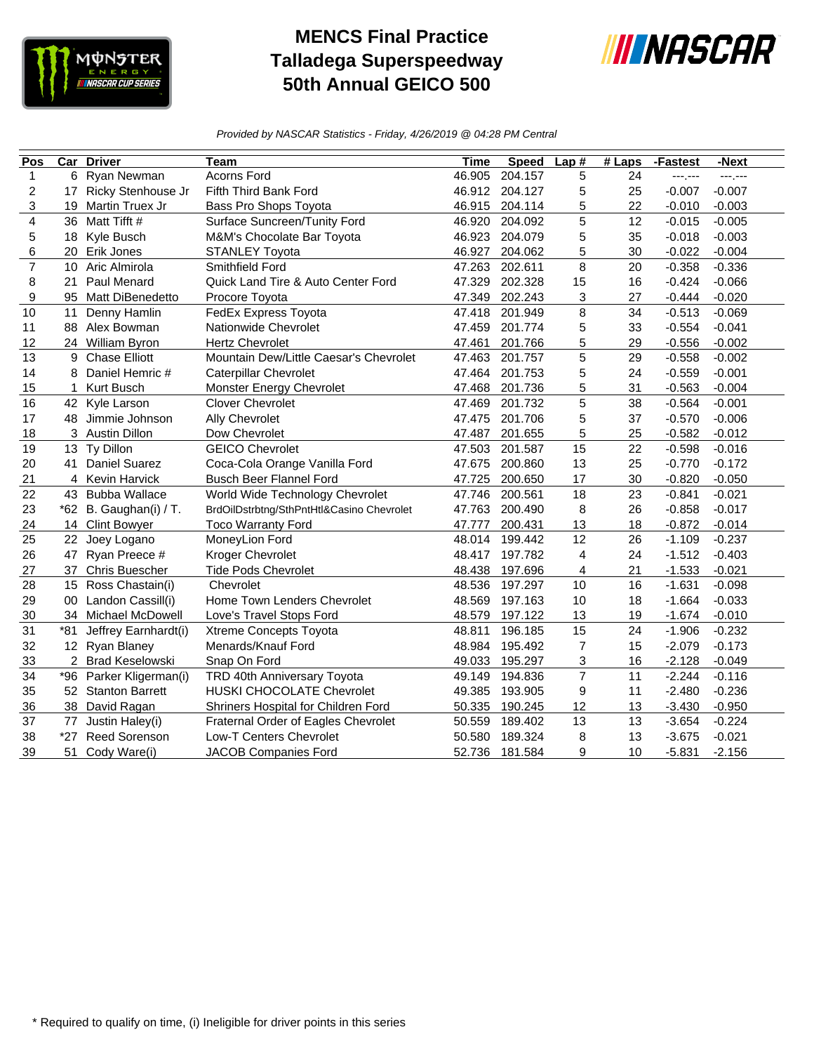# MENCS Final Practice
# Talladega Superspeedway
# 50th Annual GEICO 500

*Provided by NASCAR Statistics - Friday, 4/26/2019 @ 04:28 PM Central*

| Pos | Car | Driver | Team | Time | Speed | Lap # | # Laps | -Fastest | -Next |
|---|---|---|---|---|---|---|---|---|---|
| 1 | 6 | Ryan Newman | Acorns Ford | 46.905 | 204.157 | 5 | 24 | ---.--- | ---.--- |
| 2 | 17 | Ricky Stenhouse Jr | Fifth Third Bank Ford | 46.912 | 204.127 | 5 | 25 | -0.007 | -0.007 |
| 3 | 19 | Martin Truex Jr | Bass Pro Shops Toyota | 46.915 | 204.114 | 5 | 22 | -0.010 | -0.003 |
| 4 | 36 | Matt Tifft # | Surface Sunscreen/Tunity Ford | 46.920 | 204.092 | 5 | 12 | -0.015 | -0.005 |
| 5 | 18 | Kyle Busch | M&M's Chocolate Bar Toyota | 46.923 | 204.079 | 5 | 35 | -0.018 | -0.003 |
| 6 | 20 | Erik Jones | STANLEY Toyota | 46.927 | 204.062 | 5 | 30 | -0.022 | -0.004 |
| 7 | 10 | Aric Almirola | Smithfield Ford | 47.263 | 202.611 | 8 | 20 | -0.358 | -0.336 |
| 8 | 21 | Paul Menard | Quick Land Tire & Auto Center Ford | 47.329 | 202.328 | 15 | 16 | -0.424 | -0.066 |
| 9 | 95 | Matt DiBenedetto | Procore Toyota | 47.349 | 202.243 | 3 | 27 | -0.444 | -0.020 |
| 10 | 11 | Denny Hamlin | FedEx Express Toyota | 47.418 | 201.949 | 8 | 34 | -0.513 | -0.069 |
| 11 | 88 | Alex Bowman | Nationwide Chevrolet | 47.459 | 201.774 | 5 | 33 | -0.554 | -0.041 |
| 12 | 24 | William Byron | Hertz Chevrolet | 47.461 | 201.766 | 5 | 29 | -0.556 | -0.002 |
| 13 | 9 | Chase Elliott | Mountain Dew/Little Caesar's Chevrolet | 47.463 | 201.757 | 5 | 29 | -0.558 | -0.002 |
| 14 | 8 | Daniel Hemric # | Caterpillar Chevrolet | 47.464 | 201.753 | 5 | 24 | -0.559 | -0.001 |
| 15 | 1 | Kurt Busch | Monster Energy Chevrolet | 47.468 | 201.736 | 5 | 31 | -0.563 | -0.004 |
| 16 | 42 | Kyle Larson | Clover Chevrolet | 47.469 | 201.732 | 5 | 38 | -0.564 | -0.001 |
| 17 | 48 | Jimmie Johnson | Ally Chevrolet | 47.475 | 201.706 | 5 | 37 | -0.570 | -0.006 |
| 18 | 3 | Austin Dillon | Dow Chevrolet | 47.487 | 201.655 | 5 | 25 | -0.582 | -0.012 |
| 19 | 13 | Ty Dillon | GEICO Chevrolet | 47.503 | 201.587 | 15 | 22 | -0.598 | -0.016 |
| 20 | 41 | Daniel Suarez | Coca-Cola Orange Vanilla Ford | 47.675 | 200.860 | 13 | 25 | -0.770 | -0.172 |
| 21 | 4 | Kevin Harvick | Busch Beer Flannel Ford | 47.725 | 200.650 | 17 | 30 | -0.820 | -0.050 |
| 22 | 43 | Bubba Wallace | World Wide Technology Chevrolet | 47.746 | 200.561 | 18 | 23 | -0.841 | -0.021 |
| 23 | *62 | B. Gaughan(i) / T. | BrdOilDstrbtng/SthPntHtl&Casino Chevrolet | 47.763 | 200.490 | 8 | 26 | -0.858 | -0.017 |
| 24 | 14 | Clint Bowyer | Toco Warranty Ford | 47.777 | 200.431 | 13 | 18 | -0.872 | -0.014 |
| 25 | 22 | Joey Logano | MoneyLion Ford | 48.014 | 199.442 | 12 | 26 | -1.109 | -0.237 |
| 26 | 47 | Ryan Preece # | Kroger Chevrolet | 48.417 | 197.782 | 4 | 24 | -1.512 | -0.403 |
| 27 | 37 | Chris Buescher | Tide Pods Chevrolet | 48.438 | 197.696 | 4 | 21 | -1.533 | -0.021 |
| 28 | 15 | Ross Chastain(i) | Chevrolet | 48.536 | 197.297 | 10 | 16 | -1.631 | -0.098 |
| 29 | 00 | Landon Cassill(i) | Home Town Lenders Chevrolet | 48.569 | 197.163 | 10 | 18 | -1.664 | -0.033 |
| 30 | 34 | Michael McDowell | Love's Travel Stops Ford | 48.579 | 197.122 | 13 | 19 | -1.674 | -0.010 |
| 31 | *81 | Jeffrey Earnhardt(i) | Xtreme Concepts Toyota | 48.811 | 196.185 | 15 | 24 | -1.906 | -0.232 |
| 32 | 12 | Ryan Blaney | Menards/Knauf Ford | 48.984 | 195.492 | 7 | 15 | -2.079 | -0.173 |
| 33 | 2 | Brad Keselowski | Snap On Ford | 49.033 | 195.297 | 3 | 16 | -2.128 | -0.049 |
| 34 | *96 | Parker Kligerman(i) | TRD 40th Anniversary Toyota | 49.149 | 194.836 | 7 | 11 | -2.244 | -0.116 |
| 35 | 52 | Stanton Barrett | HUSKI CHOCOLATE Chevrolet | 49.385 | 193.905 | 9 | 11 | -2.480 | -0.236 |
| 36 | 38 | David Ragan | Shriners Hospital for Children Ford | 50.335 | 190.245 | 12 | 13 | -3.430 | -0.950 |
| 37 | 77 | Justin Haley(i) | Fraternal Order of Eagles Chevrolet | 50.559 | 189.402 | 13 | 13 | -3.654 | -0.224 |
| 38 | *27 | Reed Sorenson | Low-T Centers Chevrolet | 50.580 | 189.324 | 8 | 13 | -3.675 | -0.021 |
| 39 | 51 | Cody Ware(i) | JACOB Companies Ford | 52.736 | 181.584 | 9 | 10 | -5.831 | -2.156 |

* Required to qualify on time, (i) Ineligible for driver points in this series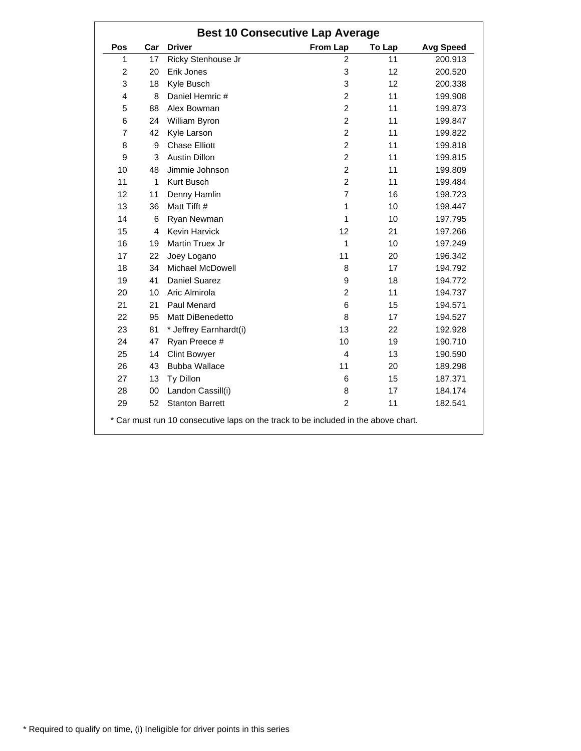## Best 10 Consecutive Lap Average

| Pos | Car | Driver | From Lap | To Lap | Avg Speed |
|---|---|---|---|---|---|
| 1 | 17 | Ricky Stenhouse Jr | 2 | 11 | 200.913 |
| 2 | 20 | Erik Jones | 3 | 12 | 200.520 |
| 3 | 18 | Kyle Busch | 3 | 12 | 200.338 |
| 4 | 8 | Daniel Hemric # | 2 | 11 | 199.908 |
| 5 | 88 | Alex Bowman | 2 | 11 | 199.873 |
| 6 | 24 | William Byron | 2 | 11 | 199.847 |
| 7 | 42 | Kyle Larson | 2 | 11 | 199.822 |
| 8 | 9 | Chase Elliott | 2 | 11 | 199.818 |
| 9 | 3 | Austin Dillon | 2 | 11 | 199.815 |
| 10 | 48 | Jimmie Johnson | 2 | 11 | 199.809 |
| 11 | 1 | Kurt Busch | 2 | 11 | 199.484 |
| 12 | 11 | Denny Hamlin | 7 | 16 | 198.723 |
| 13 | 36 | Matt Tifft # | 1 | 10 | 198.447 |
| 14 | 6 | Ryan Newman | 1 | 10 | 197.795 |
| 15 | 4 | Kevin Harvick | 12 | 21 | 197.266 |
| 16 | 19 | Martin Truex Jr | 1 | 10 | 197.249 |
| 17 | 22 | Joey Logano | 11 | 20 | 196.342 |
| 18 | 34 | Michael McDowell | 8 | 17 | 194.792 |
| 19 | 41 | Daniel Suarez | 9 | 18 | 194.772 |
| 20 | 10 | Aric Almirola | 2 | 11 | 194.737 |
| 21 | 21 | Paul Menard | 6 | 15 | 194.571 |
| 22 | 95 | Matt DiBenedetto | 8 | 17 | 194.527 |
| 23 | 81 | * Jeffrey Earnhardt(i) | 13 | 22 | 192.928 |
| 24 | 47 | Ryan Preece # | 10 | 19 | 190.710 |
| 25 | 14 | Clint Bowyer | 4 | 13 | 190.590 |
| 26 | 43 | Bubba Wallace | 11 | 20 | 189.298 |
| 27 | 13 | Ty Dillon | 6 | 15 | 187.371 |
| 28 | 00 | Landon Cassill(i) | 8 | 17 | 184.174 |
| 29 | 52 | Stanton Barrett | 2 | 11 | 182.541 |

* Car must run 10 consecutive laps on the track to be included in the above chart.

* Required to qualify on time, (i) Ineligible for driver points in this series